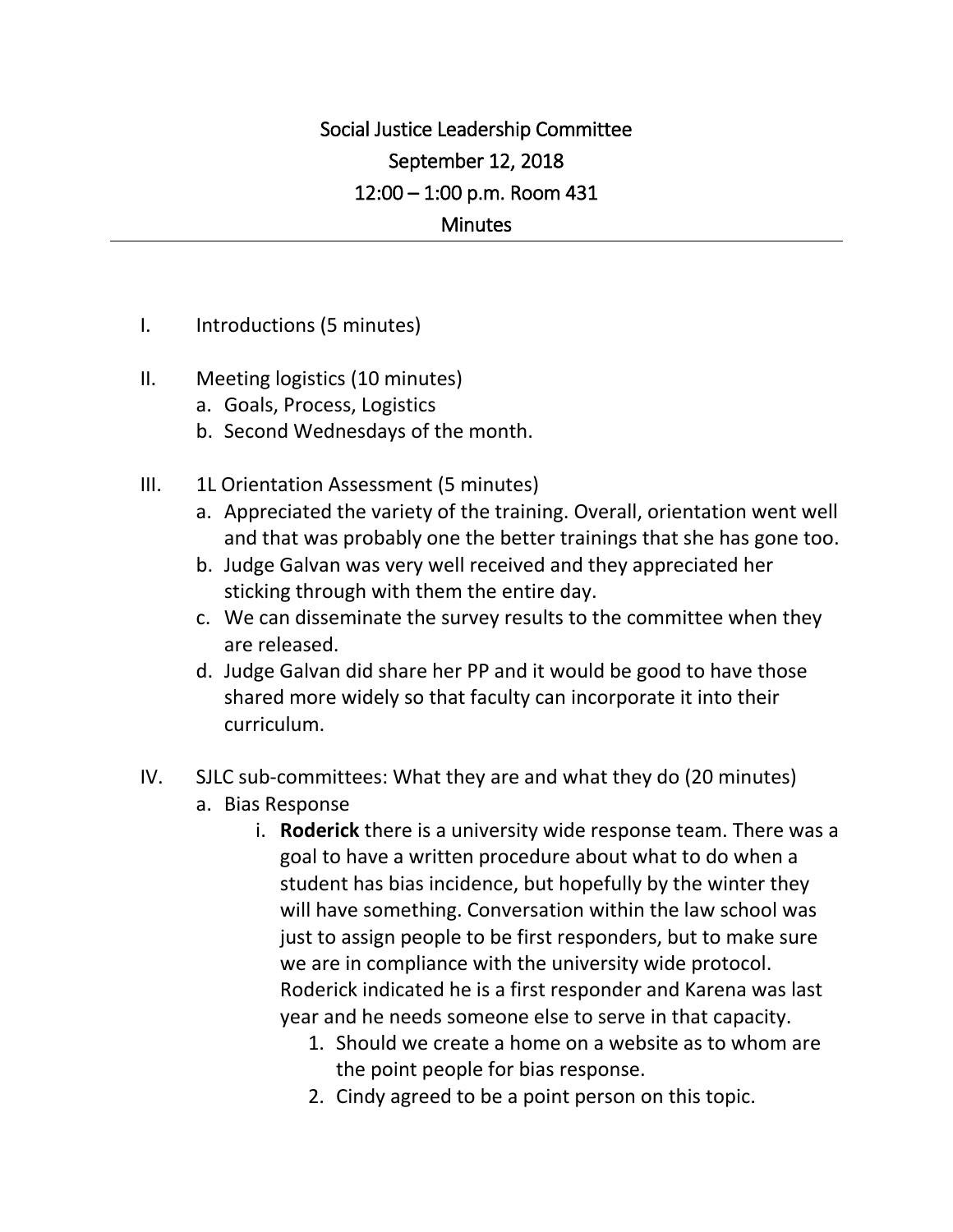# Social Justice Leadership Committee

## September 12, 2018

## 12:00 – 1:00 p.m. Room 431

## Minutes

---

I. Introductions (5 minutes)

II. Meeting logistics (10 minutes)
   a. Goals, Process, Logistics
   b. Second Wednesdays of the month.

III. 1L Orientation Assessment (5 minutes)
   a. Appreciated the variety of the training. Overall, orientation went well and that was probably one the better trainings that she has gone too.
   b. Judge Galvan was very well received and they appreciated her sticking through with them the entire day.
   c. We can disseminate the survey results to the committee when they are released.
   d. Judge Galvan did share her PP and it would be good to have those shared more widely so that faculty can incorporate it into their curriculum.

IV. SJLC sub-committees: What they are and what they do (20 minutes)
   a. Bias Response
      i. **Roderick** there is a university wide response team. There was a goal to have a written procedure about what to do when a student has bias incidence, but hopefully by the winter they will have something. Conversation within the law school was just to assign people to be first responders, but to make sure we are in compliance with the university wide protocol. Roderick indicated he is a first responder and Karena was last year and he needs someone else to serve in that capacity.
         1. Should we create a home on a website as to whom are the point people for bias response.
         2. Cindy agreed to be a point person on this topic.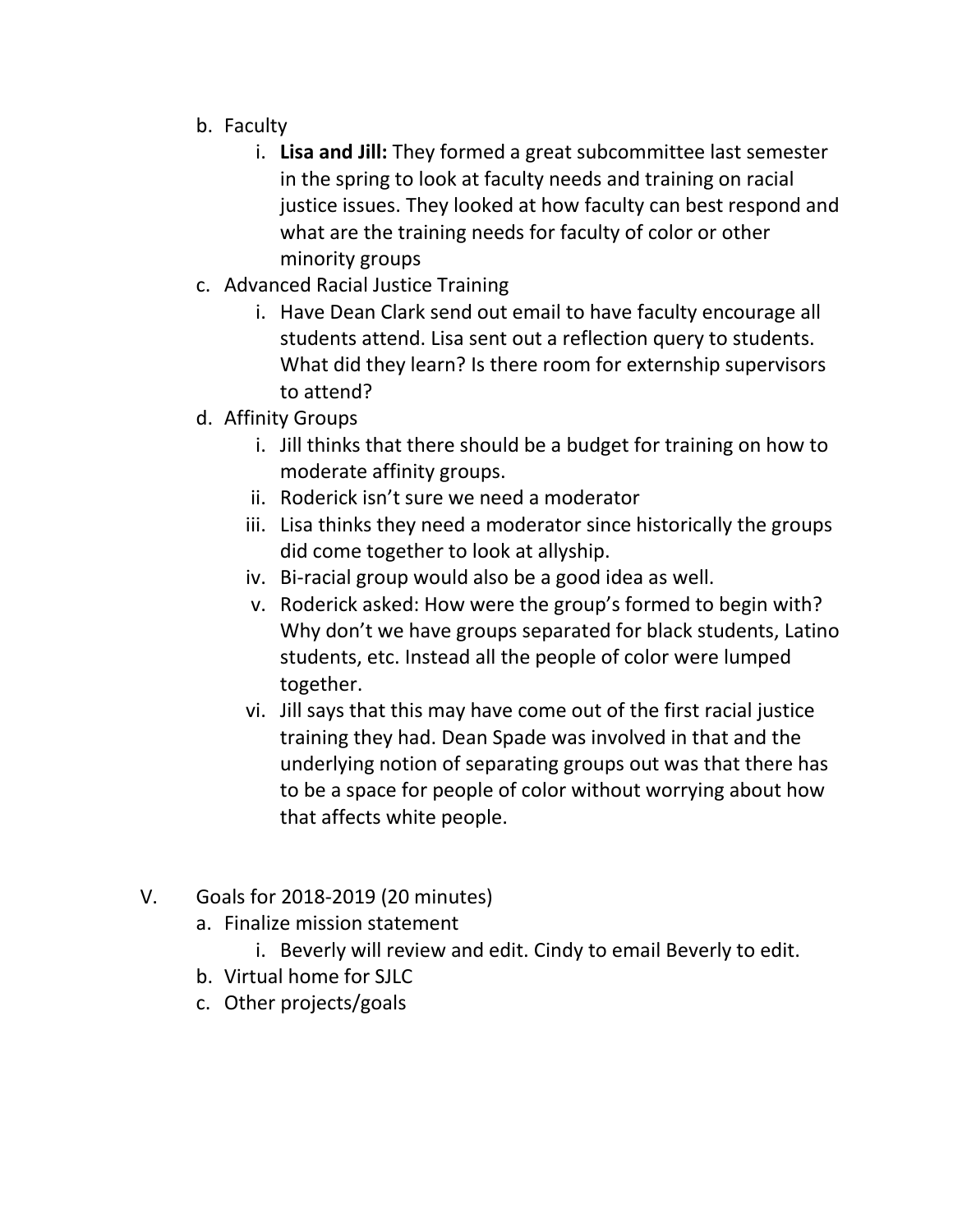b. Faculty
   i. **Lisa and Jill:** They formed a great subcommittee last semester in the spring to look at faculty needs and training on racial justice issues. They looked at how faculty can best respond and what are the training needs for faculty of color or other minority groups

c. Advanced Racial Justice Training
   i. Have Dean Clark send out email to have faculty encourage all students attend. Lisa sent out a reflection query to students. What did they learn? Is there room for externship supervisors to attend?

d. Affinity Groups
   i. Jill thinks that there should be a budget for training on how to moderate affinity groups.
   ii. Roderick isn't sure we need a moderator
   iii. Lisa thinks they need a moderator since historically the groups did come together to look at allyship.
   iv. Bi-racial group would also be a good idea as well.
   v. Roderick asked: How were the group's formed to begin with? Why don't we have groups separated for black students, Latino students, etc. Instead all the people of color were lumped together.
   vi. Jill says that this may have come out of the first racial justice training they had. Dean Spade was involved in that and the underlying notion of separating groups out was that there has to be a space for people of color without worrying about how that affects white people.

V. Goals for 2018-2019 (20 minutes)

a. Finalize mission statement
   i. Beverly will review and edit. Cindy to email Beverly to edit.

b. Virtual home for SJLC

c. Other projects/goals